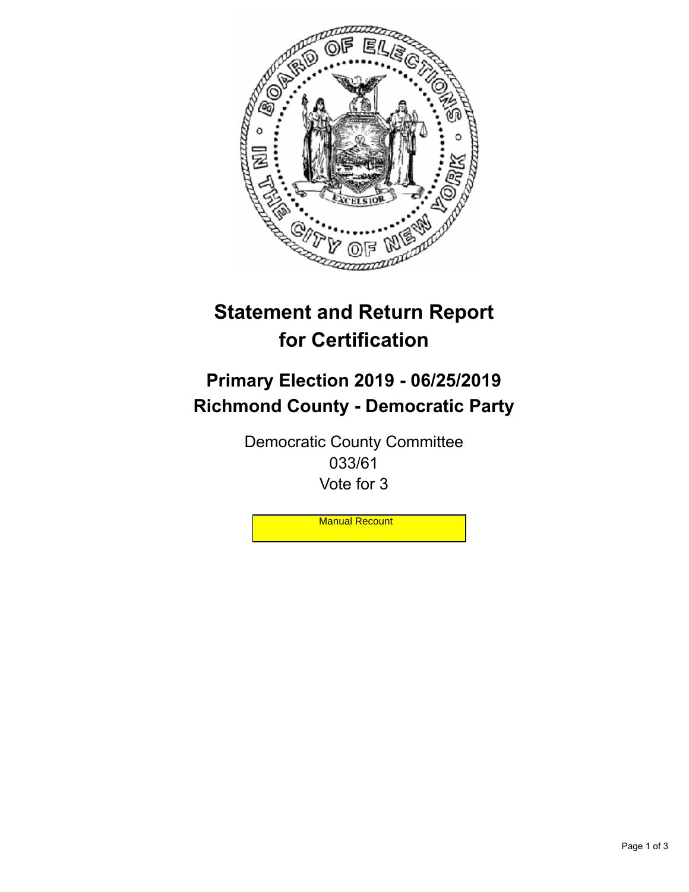# Statement and Return Report for Certification

## Primary Election 2019 - 06/25/2019
## Richmond County - Democratic Party

Democratic County Committee
033/61
Vote for 3

Manual Recount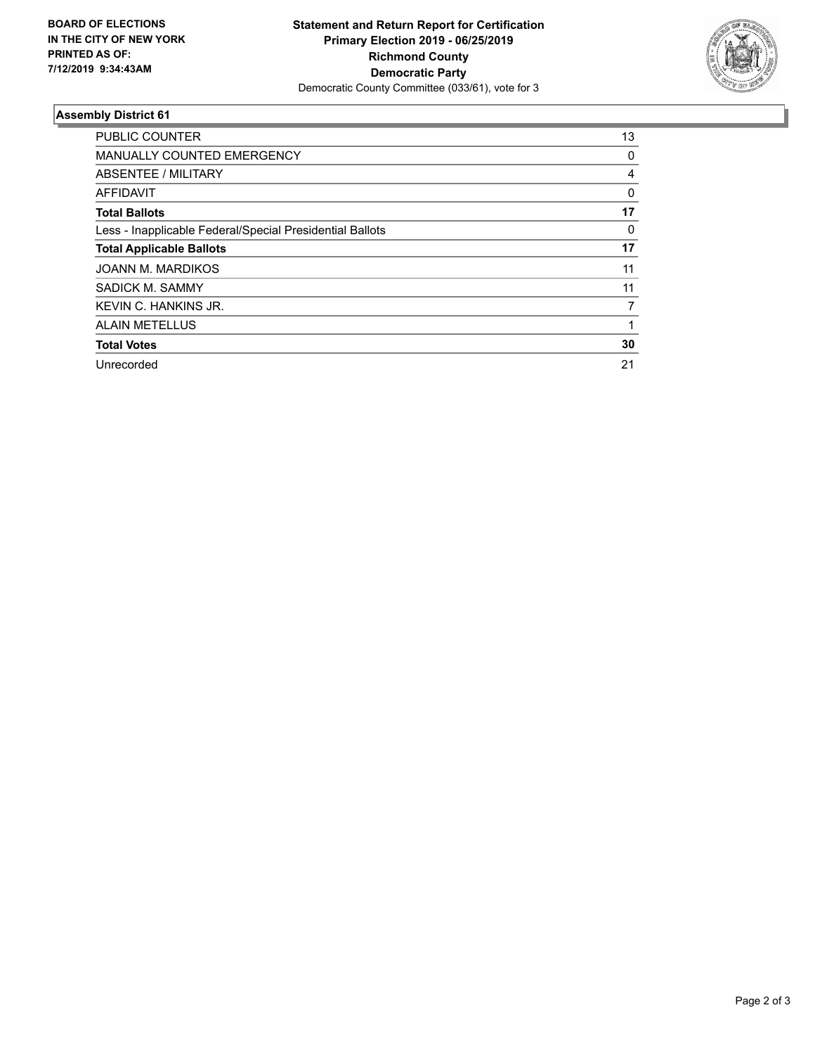**BOARD OF ELECTIONS IN THE CITY OF NEW YORK PRINTED AS OF: 7/12/2019 9:34:43AM**

**Statement and Return Report for Certification**
**Primary Election 2019 - 06/25/2019**
**Richmond County**
**Democratic Party**
Democratic County Committee (033/61), vote for 3

## Assembly District 61

| | |
|---|---|
| PUBLIC COUNTER | 13 |
| MANUALLY COUNTED EMERGENCY | 0 |
| ABSENTEE / MILITARY | 4 |
| AFFIDAVIT | 0 |
| **Total Ballots** | **17** |
| Less - Inapplicable Federal/Special Presidential Ballots | 0 |
| **Total Applicable Ballots** | **17** |
| JOANN M. MARDIKOS | 11 |
| SADICK M. SAMMY | 11 |
| KEVIN C. HANKINS JR. | 7 |
| ALAIN METELLUS | 1 |
| **Total Votes** | **30** |
| Unrecorded | 21 |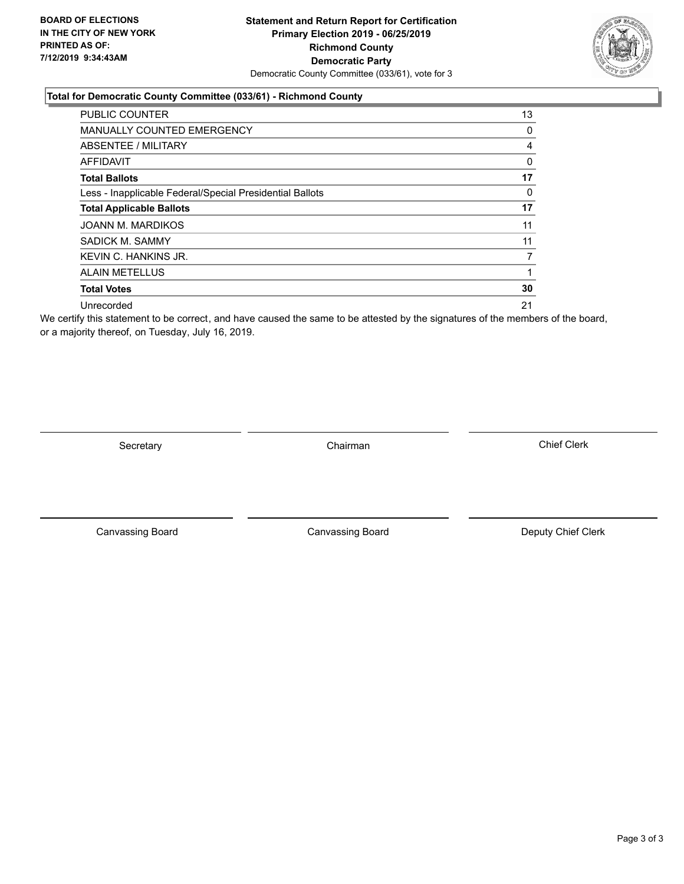**BOARD OF ELECTIONS IN THE CITY OF NEW YORK PRINTED AS OF: 7/12/2019 9:34:43AM**

**Statement and Return Report for Certification Primary Election 2019 - 06/25/2019 Richmond County Democratic Party**
Democratic County Committee (033/61), vote for 3

### Total for Democratic County Committee (033/61) - Richmond County

| | |
|---|---|
| PUBLIC COUNTER | 13 |
| MANUALLY COUNTED EMERGENCY | 0 |
| ABSENTEE / MILITARY | 4 |
| AFFIDAVIT | 0 |
| **Total Ballots** | **17** |
| Less - Inapplicable Federal/Special Presidential Ballots | 0 |
| **Total Applicable Ballots** | **17** |
| JOANN M. MARDIKOS | 11 |
| SADICK M. SAMMY | 11 |
| KEVIN C. HANKINS JR. | 7 |
| ALAIN METELLUS | 1 |
| **Total Votes** | **30** |
| Unrecorded | 21 |

We certify this statement to be correct, and have caused the same to be attested by the signatures of the members of the board, or a majority thereof, on Tuesday, July 16, 2019.

Secretary | Chairman | Chief Clerk

Canvassing Board | Canvassing Board | Deputy Chief Clerk